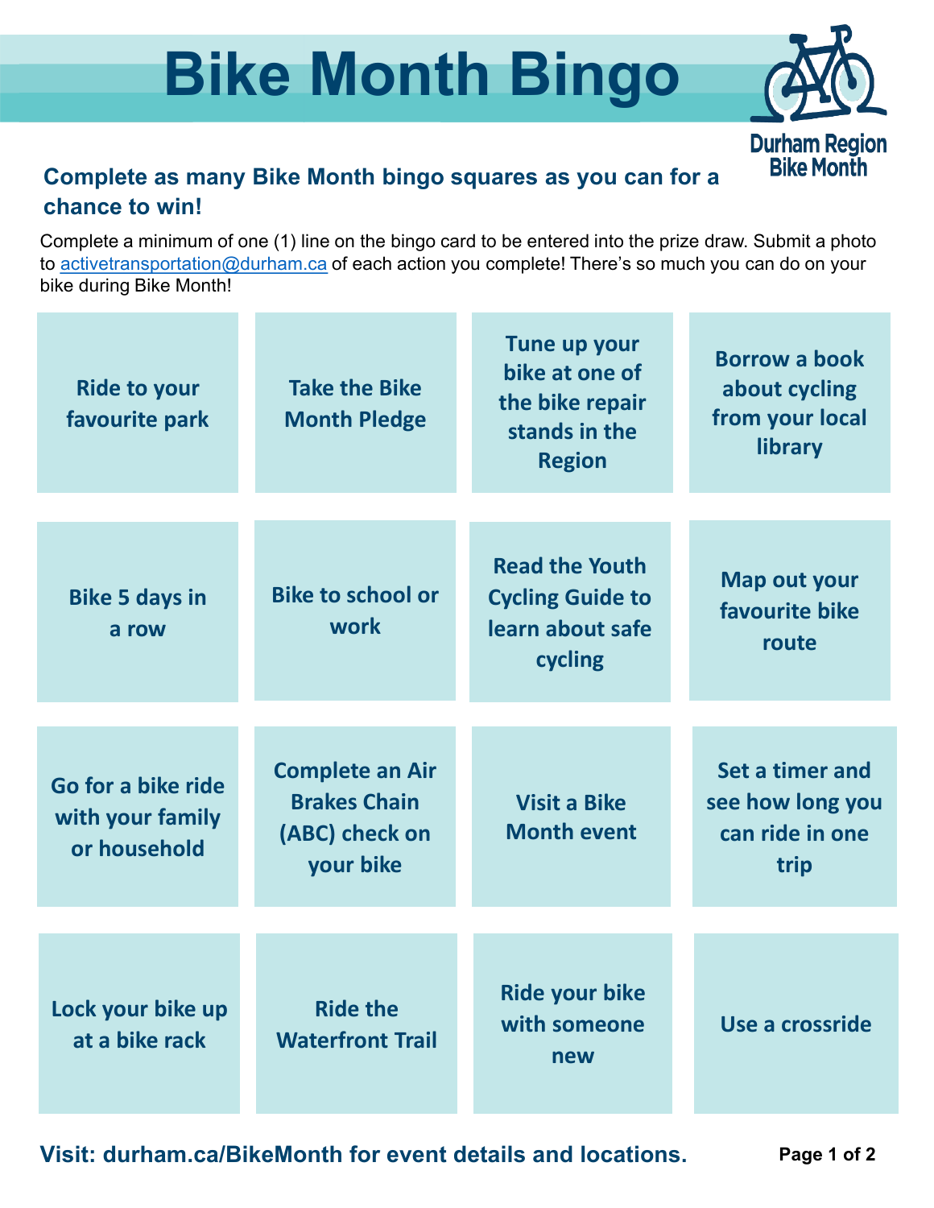# Bike Month Bingo

Durham Region Bike Month

## Complete as many Bike Month bingo squares as you can for a chance to win!

Complete a minimum of one (1) line on the bingo card to be entered into the prize draw. Submit a photo to activetransportation@durham.ca of each action you complete! There's so much you can do on your bike during Bike Month!

| | | | |
|---|---|---|---|
| Ride to your favourite park | Take the Bike Month Pledge | Tune up your bike at one of the bike repair stands in the Region | Borrow a book about cycling from your local library |
| Bike 5 days in a row | Bike to school or work | Read the Youth Cycling Guide to learn about safe cycling | Map out your favourite bike route |
| Go for a bike ride with your family or household | Complete an Air Brakes Chain (ABC) check on your bike | Visit a Bike Month event | Set a timer and see how long you can ride in one trip |
| Lock your bike up at a bike rack | Ride the Waterfront Trail | Ride your bike with someone new | Use a crossride |

**Visit: durham.ca/BikeMonth for event details and locations.**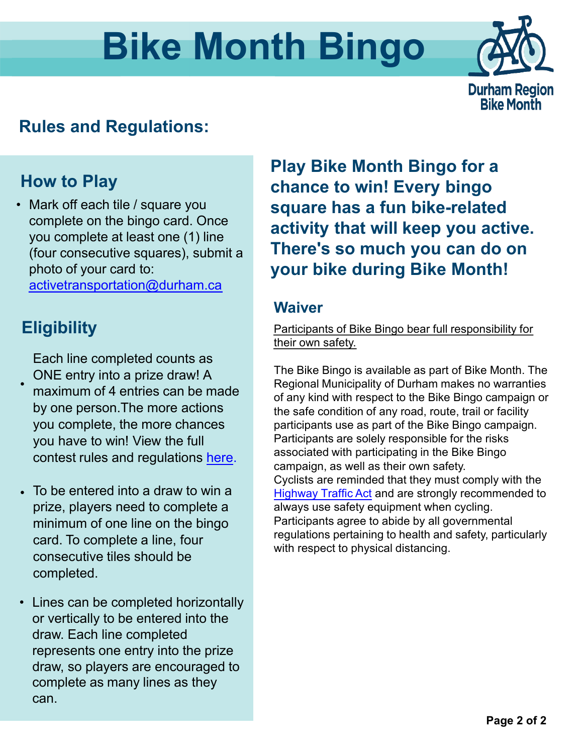# Bike Month Bingo

Durham Region Bike Month

## Rules and Regulations:

### How to Play

- Mark off each tile / square you complete on the bingo card. Once you complete at least one (1) line (four consecutive squares), submit a photo of your card to: activetransportation@durham.ca

### Eligibility

- Each line completed counts as ONE entry into a prize draw! A maximum of 4 entries can be made by one person.The more actions you complete, the more chances you have to win! View the full contest rules and regulations here.

- To be entered into a draw to win a prize, players need to complete a minimum of one line on the bingo card. To complete a line, four consecutive tiles should be completed.

- Lines can be completed horizontally or vertically to be entered into the draw. Each line completed represents one entry into the prize draw, so players are encouraged to complete as many lines as they can.

**Play Bike Month Bingo for a chance to win! Every bingo square has a fun bike-related activity that will keep you active. There's so much you can do on your bike during Bike Month!**

### Waiver

Participants of Bike Bingo bear full responsibility for their own safety.

The Bike Bingo is available as part of Bike Month. The Regional Municipality of Durham makes no warranties of any kind with respect to the Bike Bingo campaign or the safe condition of any road, route, trail or facility participants use as part of the Bike Bingo campaign. Participants are solely responsible for the risks associated with participating in the Bike Bingo campaign, as well as their own safety.
Cyclists are reminded that they must comply with the Highway Traffic Act and are strongly recommended to always use safety equipment when cycling. Participants agree to abide by all governmental regulations pertaining to health and safety, particularly with respect to physical distancing.